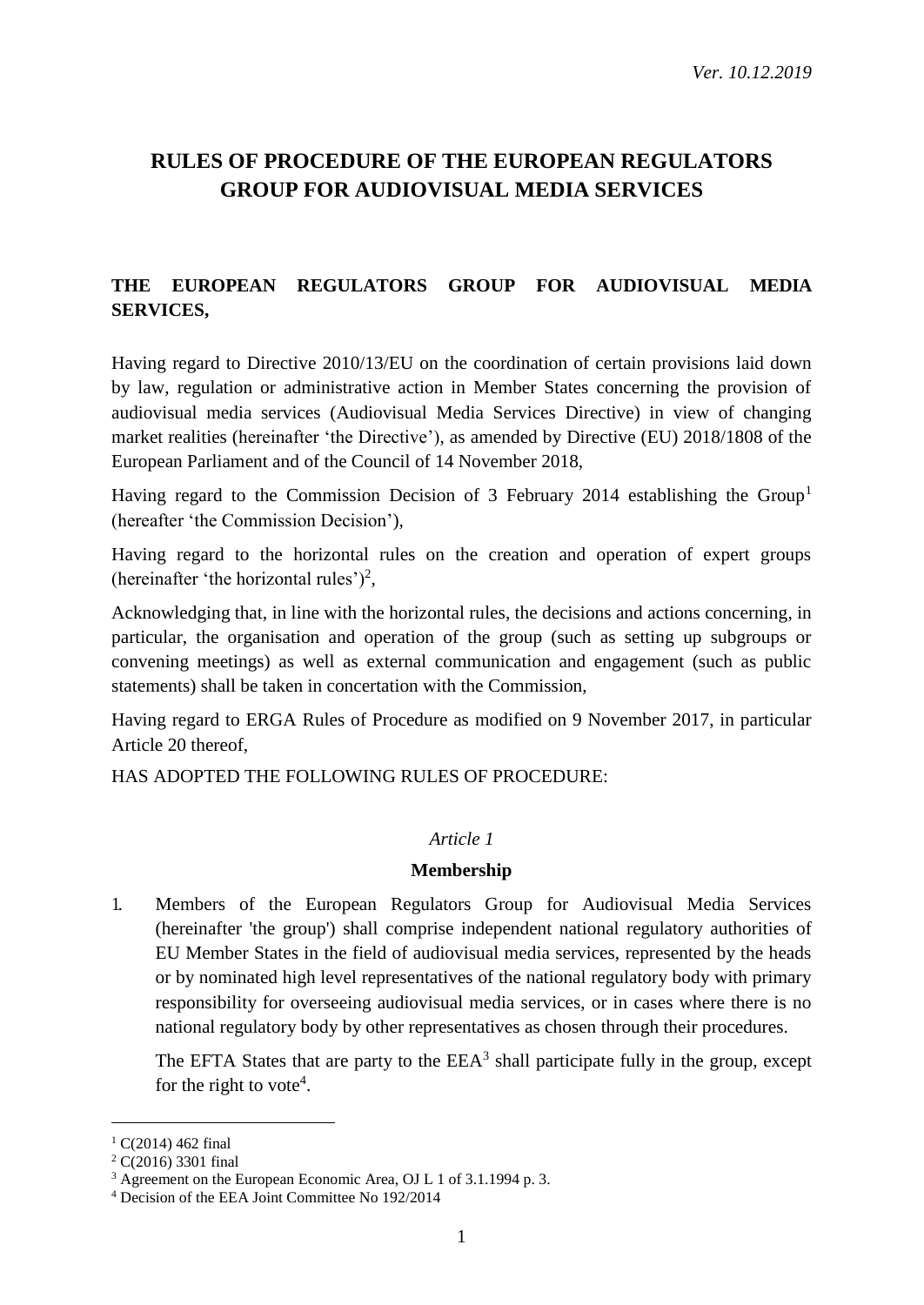*Ver. 10.12.2019*

# RULES OF PROCEDURE OF THE EUROPEAN REGULATORS GROUP FOR AUDIOVISUAL MEDIA SERVICES

**THE EUROPEAN REGULATORS GROUP FOR AUDIOVISUAL MEDIA SERVICES,**

Having regard to Directive 2010/13/EU on the coordination of certain provisions laid down by law, regulation or administrative action in Member States concerning the provision of audiovisual media services (Audiovisual Media Services Directive) in view of changing market realities (hereinafter 'the Directive'), as amended by Directive (EU) 2018/1808 of the European Parliament and of the Council of 14 November 2018,

Having regard to the Commission Decision of 3 February 2014 establishing the Group[1] (hereafter 'the Commission Decision'),

Having regard to the horizontal rules on the creation and operation of expert groups (hereinafter 'the horizontal rules')[2],

Acknowledging that, in line with the horizontal rules, the decisions and actions concerning, in particular, the organisation and operation of the group (such as setting up subgroups or convening meetings) as well as external communication and engagement (such as public statements) shall be taken in concertation with the Commission,

Having regard to ERGA Rules of Procedure as modified on 9 November 2017, in particular Article 20 thereof,

HAS ADOPTED THE FOLLOWING RULES OF PROCEDURE:

*Article 1*

**Membership**

1. Members of the European Regulators Group for Audiovisual Media Services (hereinafter 'the group') shall comprise independent national regulatory authorities of EU Member States in the field of audiovisual media services, represented by the heads or by nominated high level representatives of the national regulatory body with primary responsibility for overseeing audiovisual media services, or in cases where there is no national regulatory body by other representatives as chosen through their procedures.

   The EFTA States that are party to the EEA[3] shall participate fully in the group, except for the right to vote[4].

---

[1] C(2014) 462 final

[2] C(2016) 3301 final

[3] Agreement on the European Economic Area, OJ L 1 of 3.1.1994 p. 3.

[4] Decision of the EEA Joint Committee No 192/2014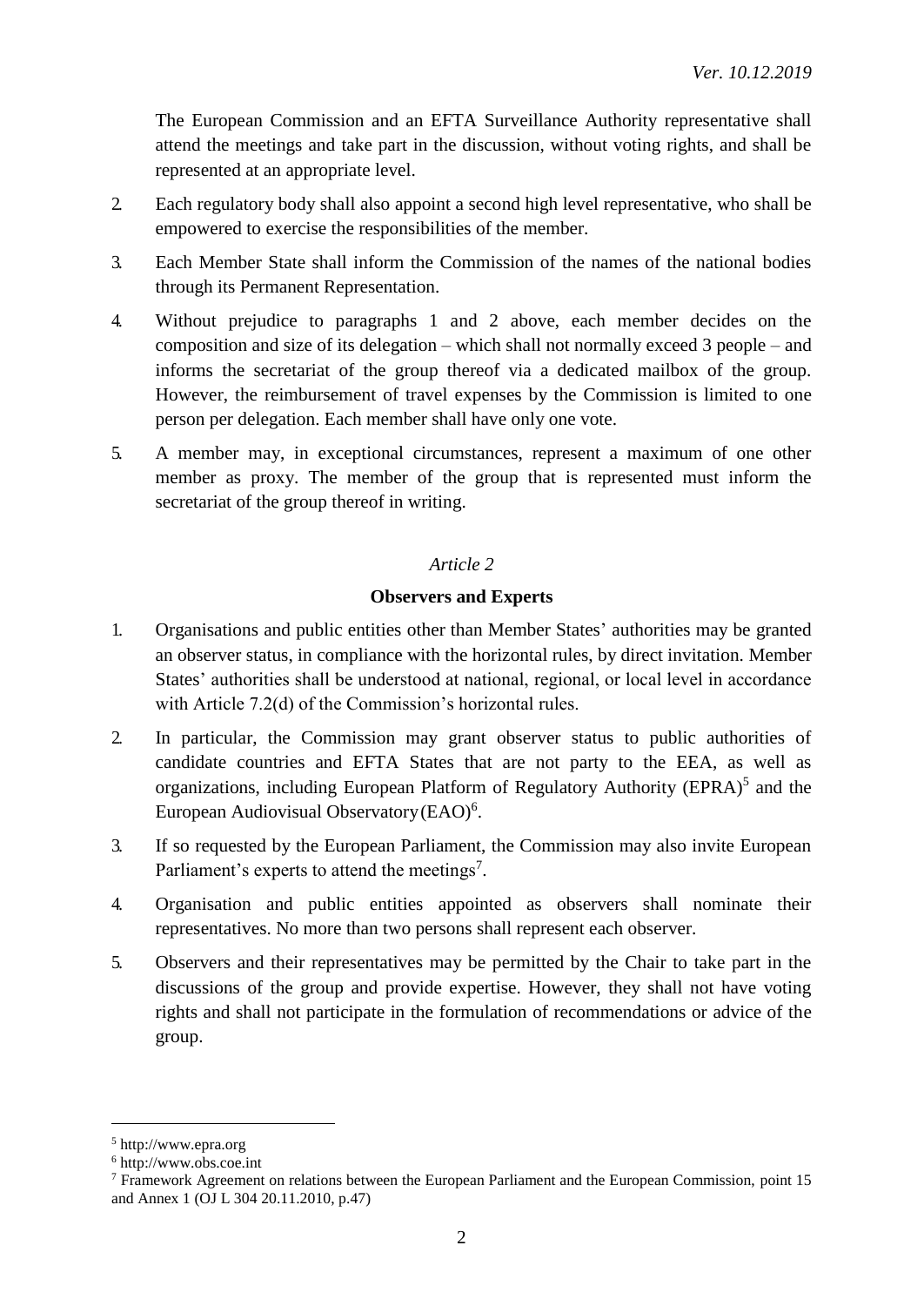The European Commission and an EFTA Surveillance Authority representative shall attend the meetings and take part in the discussion, without voting rights, and shall be represented at an appropriate level.

2. Each regulatory body shall also appoint a second high level representative, who shall be empowered to exercise the responsibilities of the member.

3. Each Member State shall inform the Commission of the names of the national bodies through its Permanent Representation.

4. Without prejudice to paragraphs 1 and 2 above, each member decides on the composition and size of its delegation – which shall not normally exceed 3 people – and informs the secretariat of the group thereof via a dedicated mailbox of the group. However, the reimbursement of travel expenses by the Commission is limited to one person per delegation. Each member shall have only one vote.

5. A member may, in exceptional circumstances, represent a maximum of one other member as proxy. The member of the group that is represented must inform the secretariat of the group thereof in writing.

*Article 2*

**Observers and Experts**

1. Organisations and public entities other than Member States' authorities may be granted an observer status, in compliance with the horizontal rules, by direct invitation. Member States' authorities shall be understood at national, regional, or local level in accordance with Article 7.2(d) of the Commission's horizontal rules.

2. In particular, the Commission may grant observer status to public authorities of candidate countries and EFTA States that are not party to the EEA, as well as organizations, including European Platform of Regulatory Authority (EPRA)[5] and the European Audiovisual Observatory (EAO)[6].

3. If so requested by the European Parliament, the Commission may also invite European Parliament's experts to attend the meetings[7].

4. Organisation and public entities appointed as observers shall nominate their representatives. No more than two persons shall represent each observer.

5. Observers and their representatives may be permitted by the Chair to take part in the discussions of the group and provide expertise. However, they shall not have voting rights and shall not participate in the formulation of recommendations or advice of the group.

---

[5] http://www.epra.org

[6] http://www.obs.coe.int

[7] Framework Agreement on relations between the European Parliament and the European Commission, point 15 and Annex 1 (OJ L 304 20.11.2010, p.47)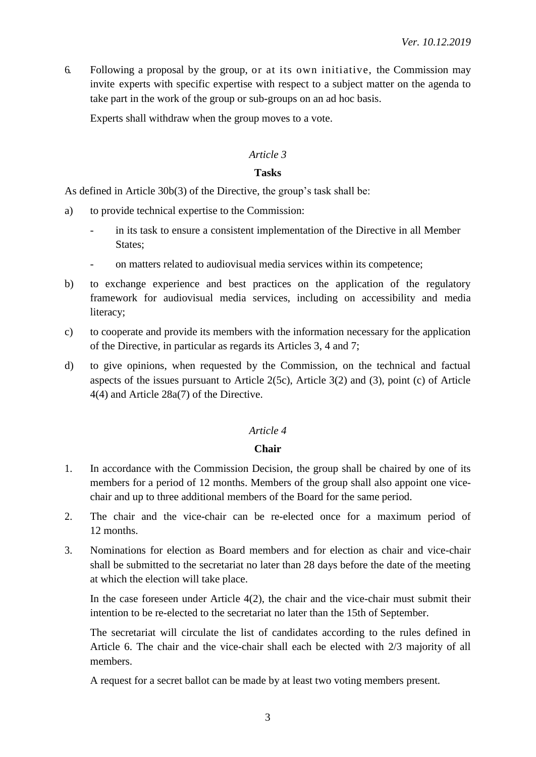6. Following a proposal by the group, or at its own initiative, the Commission may invite experts with specific expertise with respect to a subject matter on the agenda to take part in the work of the group or sub-groups on an ad hoc basis.

   Experts shall withdraw when the group moves to a vote.

*Article 3*

**Tasks**

As defined in Article 30b(3) of the Directive, the group's task shall be:

a) to provide technical expertise to the Commission:

   - in its task to ensure a consistent implementation of the Directive in all Member States;
   - on matters related to audiovisual media services within its competence;

b) to exchange experience and best practices on the application of the regulatory framework for audiovisual media services, including on accessibility and media literacy;

c) to cooperate and provide its members with the information necessary for the application of the Directive, in particular as regards its Articles 3, 4 and 7;

d) to give opinions, when requested by the Commission, on the technical and factual aspects of the issues pursuant to Article 2(5c), Article 3(2) and (3), point (c) of Article 4(4) and Article 28a(7) of the Directive.

*Article 4*

**Chair**

1. In accordance with the Commission Decision, the group shall be chaired by one of its members for a period of 12 months. Members of the group shall also appoint one vice-chair and up to three additional members of the Board for the same period.

2. The chair and the vice-chair can be re-elected once for a maximum period of 12 months.

3. Nominations for election as Board members and for election as chair and vice-chair shall be submitted to the secretariat no later than 28 days before the date of the meeting at which the election will take place.

   In the case foreseen under Article 4(2), the chair and the vice-chair must submit their intention to be re-elected to the secretariat no later than the 15th of September.

   The secretariat will circulate the list of candidates according to the rules defined in Article 6. The chair and the vice-chair shall each be elected with 2/3 majority of all members.

   A request for a secret ballot can be made by at least two voting members present.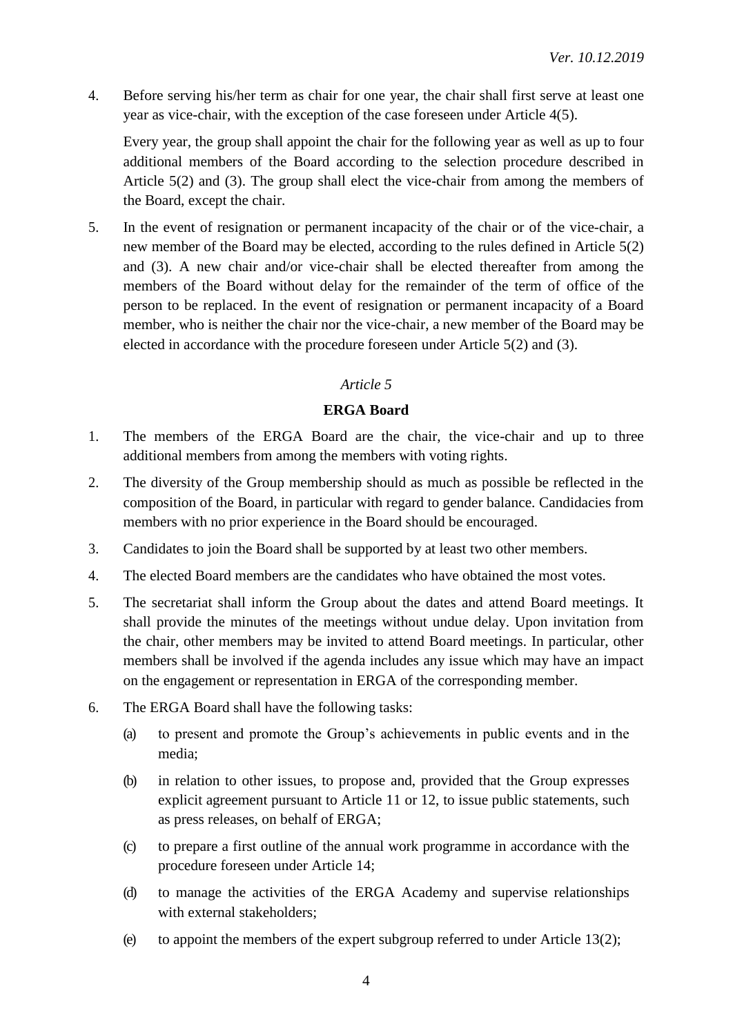4. Before serving his/her term as chair for one year, the chair shall first serve at least one year as vice-chair, with the exception of the case foreseen under Article 4(5).

   Every year, the group shall appoint the chair for the following year as well as up to four additional members of the Board according to the selection procedure described in Article 5(2) and (3). The group shall elect the vice-chair from among the members of the Board, except the chair.

5. In the event of resignation or permanent incapacity of the chair or of the vice-chair, a new member of the Board may be elected, according to the rules defined in Article 5(2) and (3). A new chair and/or vice-chair shall be elected thereafter from among the members of the Board without delay for the remainder of the term of office of the person to be replaced. In the event of resignation or permanent incapacity of a Board member, who is neither the chair nor the vice-chair, a new member of the Board may be elected in accordance with the procedure foreseen under Article 5(2) and (3).

*Article 5*

**ERGA Board**

1. The members of the ERGA Board are the chair, the vice-chair and up to three additional members from among the members with voting rights.
2. The diversity of the Group membership should as much as possible be reflected in the composition of the Board, in particular with regard to gender balance. Candidacies from members with no prior experience in the Board should be encouraged.
3. Candidates to join the Board shall be supported by at least two other members.
4. The elected Board members are the candidates who have obtained the most votes.
5. The secretariat shall inform the Group about the dates and attend Board meetings. It shall provide the minutes of the meetings without undue delay. Upon invitation from the chair, other members may be invited to attend Board meetings. In particular, other members shall be involved if the agenda includes any issue which may have an impact on the engagement or representation in ERGA of the corresponding member.
6. The ERGA Board shall have the following tasks:
   (a) to present and promote the Group's achievements in public events and in the media;
   (b) in relation to other issues, to propose and, provided that the Group expresses explicit agreement pursuant to Article 11 or 12, to issue public statements, such as press releases, on behalf of ERGA;
   (c) to prepare a first outline of the annual work programme in accordance with the procedure foreseen under Article 14;
   (d) to manage the activities of the ERGA Academy and supervise relationships with external stakeholders;
   (e) to appoint the members of the expert subgroup referred to under Article 13(2);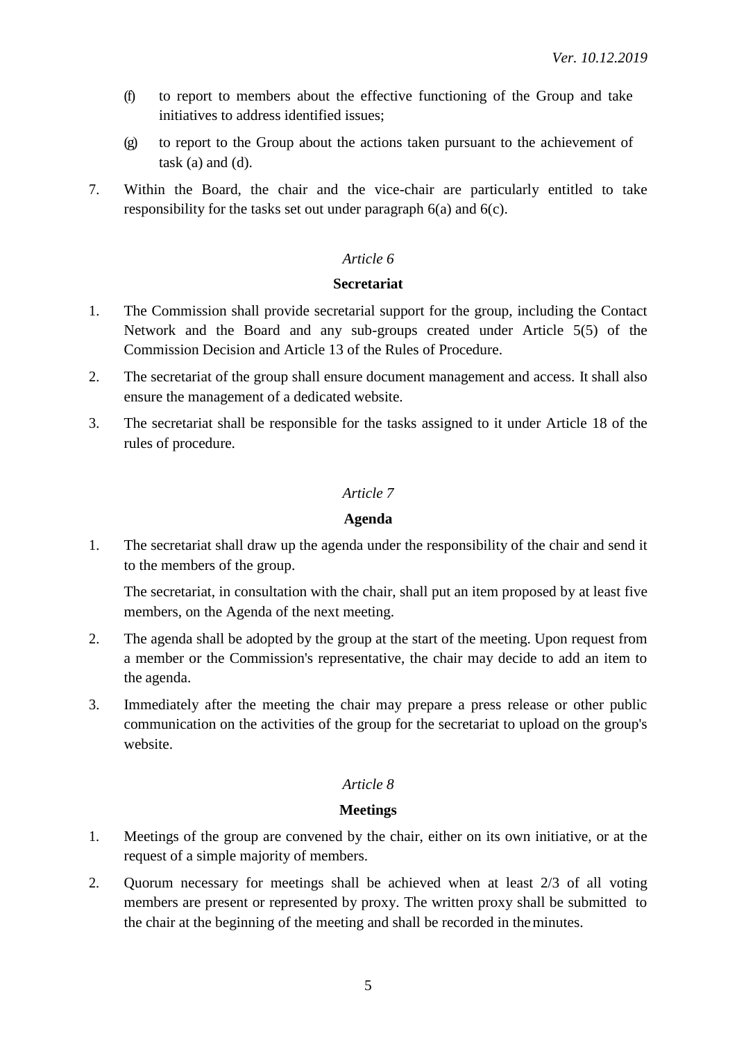(f) to report to members about the effective functioning of the Group and take initiatives to address identified issues;

(g) to report to the Group about the actions taken pursuant to the achievement of task (a) and (d).

7. Within the Board, the chair and the vice-chair are particularly entitled to take responsibility for the tasks set out under paragraph 6(a) and 6(c).

*Article 6*

**Secretariat**

1. The Commission shall provide secretarial support for the group, including the Contact Network and the Board and any sub-groups created under Article 5(5) of the Commission Decision and Article 13 of the Rules of Procedure.

2. The secretariat of the group shall ensure document management and access. It shall also ensure the management of a dedicated website.

3. The secretariat shall be responsible for the tasks assigned to it under Article 18 of the rules of procedure.

*Article 7*

**Agenda**

1. The secretariat shall draw up the agenda under the responsibility of the chair and send it to the members of the group.

   The secretariat, in consultation with the chair, shall put an item proposed by at least five members, on the Agenda of the next meeting.

2. The agenda shall be adopted by the group at the start of the meeting. Upon request from a member or the Commission's representative, the chair may decide to add an item to the agenda.

3. Immediately after the meeting the chair may prepare a press release or other public communication on the activities of the group for the secretariat to upload on the group's website.

*Article 8*

**Meetings**

1. Meetings of the group are convened by the chair, either on its own initiative, or at the request of a simple majority of members.

2. Quorum necessary for meetings shall be achieved when at least 2/3 of all voting members are present or represented by proxy. The written proxy shall be submitted to the chair at the beginning of the meeting and shall be recorded in the minutes.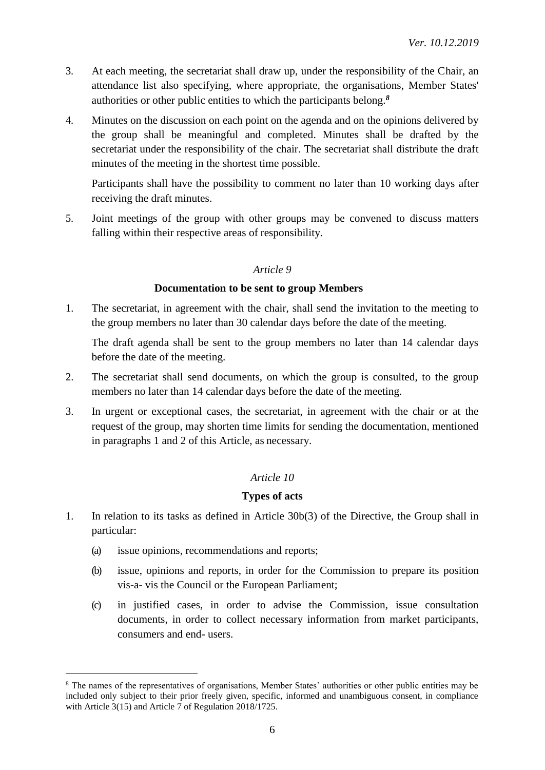3. At each meeting, the secretariat shall draw up, under the responsibility of the Chair, an attendance list also specifying, where appropriate, the organisations, Member States' authorities or other public entities to which the participants belong.[8]

4. Minutes on the discussion on each point on the agenda and on the opinions delivered by the group shall be meaningful and completed. Minutes shall be drafted by the secretariat under the responsibility of the chair. The secretariat shall distribute the draft minutes of the meeting in the shortest time possible.

   Participants shall have the possibility to comment no later than 10 working days after receiving the draft minutes.

5. Joint meetings of the group with other groups may be convened to discuss matters falling within their respective areas of responsibility.

*Article 9*

**Documentation to be sent to group Members**

1. The secretariat, in agreement with the chair, shall send the invitation to the meeting to the group members no later than 30 calendar days before the date of the meeting.

   The draft agenda shall be sent to the group members no later than 14 calendar days before the date of the meeting.

2. The secretariat shall send documents, on which the group is consulted, to the group members no later than 14 calendar days before the date of the meeting.

3. In urgent or exceptional cases, the secretariat, in agreement with the chair or at the request of the group, may shorten time limits for sending the documentation, mentioned in paragraphs 1 and 2 of this Article, as necessary.

*Article 10*

**Types of acts**

1. In relation to its tasks as defined in Article 30b(3) of the Directive, the Group shall in particular:

   (a) issue opinions, recommendations and reports;

   (b) issue, opinions and reports, in order for the Commission to prepare its position vis-a- vis the Council or the European Parliament;

   (c) in justified cases, in order to advise the Commission, issue consultation documents, in order to collect necessary information from market participants, consumers and end- users.

---

[8] The names of the representatives of organisations, Member States' authorities or other public entities may be included only subject to their prior freely given, specific, informed and unambiguous consent, in compliance with Article 3(15) and Article 7 of Regulation 2018/1725.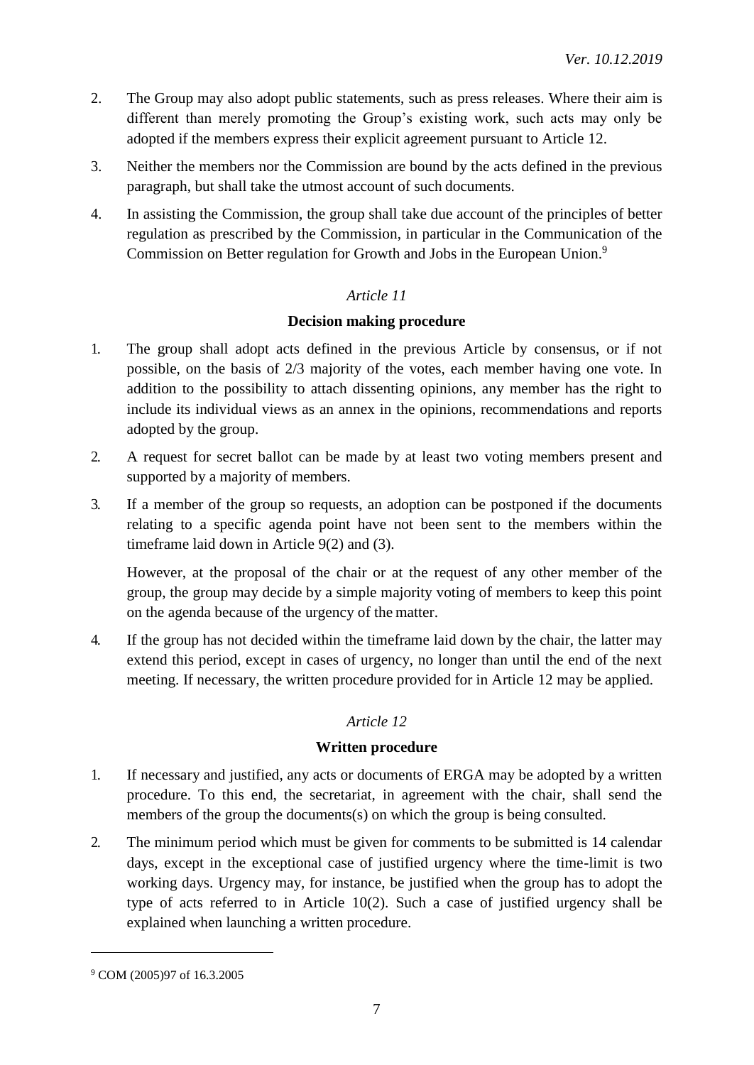2. The Group may also adopt public statements, such as press releases. Where their aim is different than merely promoting the Group's existing work, such acts may only be adopted if the members express their explicit agreement pursuant to Article 12.

3. Neither the members nor the Commission are bound by the acts defined in the previous paragraph, but shall take the utmost account of such documents.

4. In assisting the Commission, the group shall take due account of the principles of better regulation as prescribed by the Commission, in particular in the Communication of the Commission on Better regulation for Growth and Jobs in the European Union.[9]

*Article 11*

**Decision making procedure**

1. The group shall adopt acts defined in the previous Article by consensus, or if not possible, on the basis of 2/3 majority of the votes, each member having one vote. In addition to the possibility to attach dissenting opinions, any member has the right to include its individual views as an annex in the opinions, recommendations and reports adopted by the group.

2. A request for secret ballot can be made by at least two voting members present and supported by a majority of members.

3. If a member of the group so requests, an adoption can be postponed if the documents relating to a specific agenda point have not been sent to the members within the timeframe laid down in Article 9(2) and (3).

   However, at the proposal of the chair or at the request of any other member of the group, the group may decide by a simple majority voting of members to keep this point on the agenda because of the urgency of the matter.

4. If the group has not decided within the timeframe laid down by the chair, the latter may extend this period, except in cases of urgency, no longer than until the end of the next meeting. If necessary, the written procedure provided for in Article 12 may be applied.

*Article 12*

**Written procedure**

1. If necessary and justified, any acts or documents of ERGA may be adopted by a written procedure. To this end, the secretariat, in agreement with the chair, shall send the members of the group the documents(s) on which the group is being consulted.

2. The minimum period which must be given for comments to be submitted is 14 calendar days, except in the exceptional case of justified urgency where the time-limit is two working days. Urgency may, for instance, be justified when the group has to adopt the type of acts referred to in Article 10(2). Such a case of justified urgency shall be explained when launching a written procedure.

---

[9] COM (2005)97 of 16.3.2005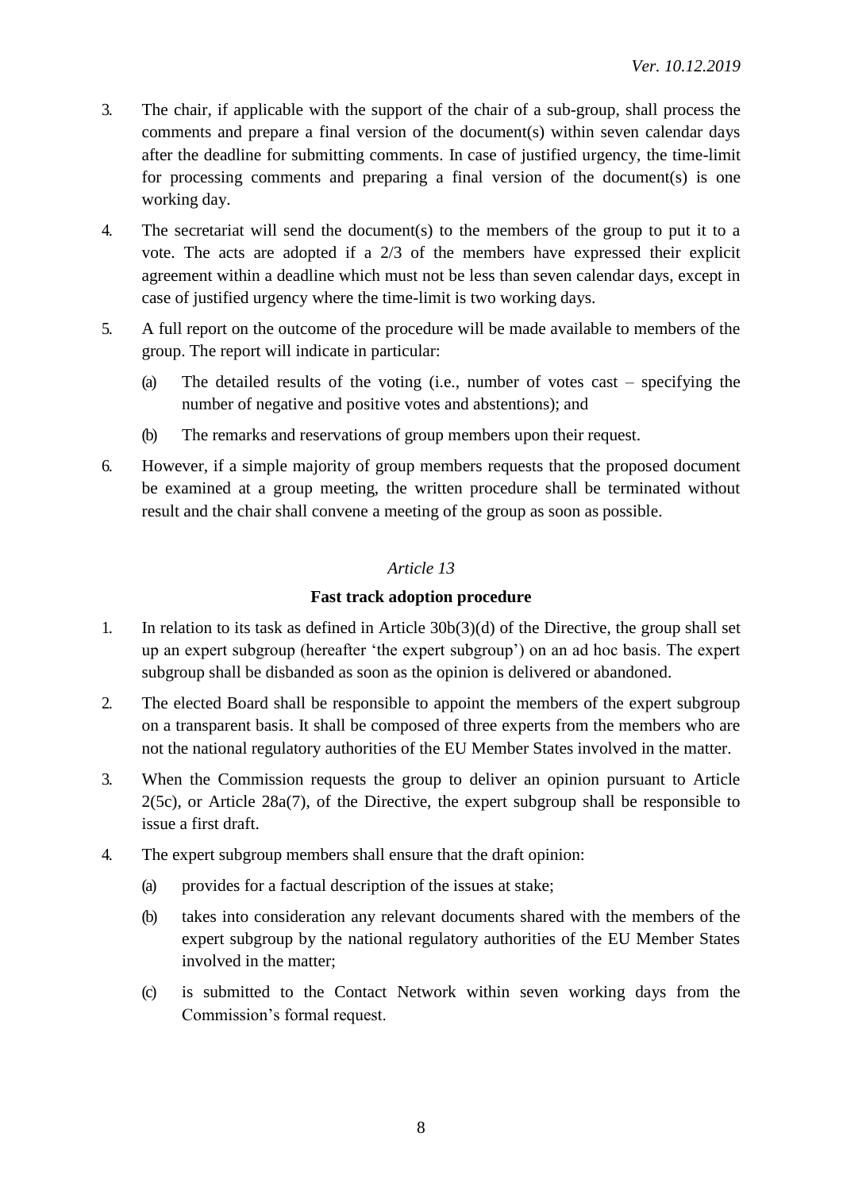3. The chair, if applicable with the support of the chair of a sub-group, shall process the comments and prepare a final version of the document(s) within seven calendar days after the deadline for submitting comments. In case of justified urgency, the time-limit for processing comments and preparing a final version of the document(s) is one working day.

4. The secretariat will send the document(s) to the members of the group to put it to a vote. The acts are adopted if a 2/3 of the members have expressed their explicit agreement within a deadline which must not be less than seven calendar days, except in case of justified urgency where the time-limit is two working days.

5. A full report on the outcome of the procedure will be made available to members of the group. The report will indicate in particular:

   (a) The detailed results of the voting (i.e., number of votes cast – specifying the number of negative and positive votes and abstentions); and

   (b) The remarks and reservations of group members upon their request.

6. However, if a simple majority of group members requests that the proposed document be examined at a group meeting, the written procedure shall be terminated without result and the chair shall convene a meeting of the group as soon as possible.

*Article 13*

**Fast track adoption procedure**

1. In relation to its task as defined in Article 30b(3)(d) of the Directive, the group shall set up an expert subgroup (hereafter 'the expert subgroup') on an ad hoc basis. The expert subgroup shall be disbanded as soon as the opinion is delivered or abandoned.

2. The elected Board shall be responsible to appoint the members of the expert subgroup on a transparent basis. It shall be composed of three experts from the members who are not the national regulatory authorities of the EU Member States involved in the matter.

3. When the Commission requests the group to deliver an opinion pursuant to Article 2(5c), or Article 28a(7), of the Directive, the expert subgroup shall be responsible to issue a first draft.

4. The expert subgroup members shall ensure that the draft opinion:

   (a) provides for a factual description of the issues at stake;

   (b) takes into consideration any relevant documents shared with the members of the expert subgroup by the national regulatory authorities of the EU Member States involved in the matter;

   (c) is submitted to the Contact Network within seven working days from the Commission's formal request.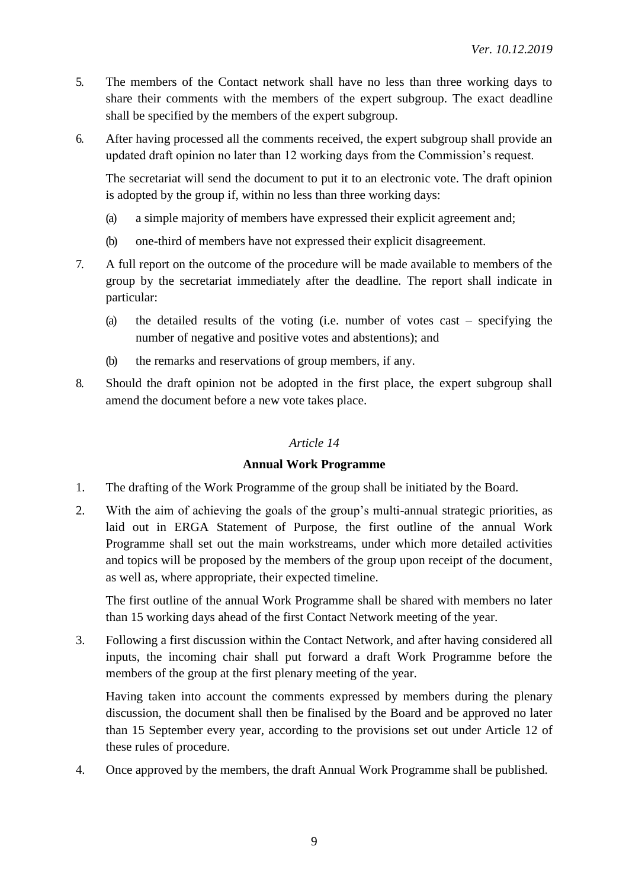5. The members of the Contact network shall have no less than three working days to share their comments with the members of the expert subgroup. The exact deadline shall be specified by the members of the expert subgroup.

6. After having processed all the comments received, the expert subgroup shall provide an updated draft opinion no later than 12 working days from the Commission's request.

   The secretariat will send the document to put it to an electronic vote. The draft opinion is adopted by the group if, within no less than three working days:

   (a) a simple majority of members have expressed their explicit agreement and;

   (b) one-third of members have not expressed their explicit disagreement.

7. A full report on the outcome of the procedure will be made available to members of the group by the secretariat immediately after the deadline. The report shall indicate in particular:

   (a) the detailed results of the voting (i.e. number of votes cast – specifying the number of negative and positive votes and abstentions); and

   (b) the remarks and reservations of group members, if any.

8. Should the draft opinion not be adopted in the first place, the expert subgroup shall amend the document before a new vote takes place.

*Article 14*

**Annual Work Programme**

1. The drafting of the Work Programme of the group shall be initiated by the Board.

2. With the aim of achieving the goals of the group's multi-annual strategic priorities, as laid out in ERGA Statement of Purpose, the first outline of the annual Work Programme shall set out the main workstreams, under which more detailed activities and topics will be proposed by the members of the group upon receipt of the document, as well as, where appropriate, their expected timeline.

   The first outline of the annual Work Programme shall be shared with members no later than 15 working days ahead of the first Contact Network meeting of the year.

3. Following a first discussion within the Contact Network, and after having considered all inputs, the incoming chair shall put forward a draft Work Programme before the members of the group at the first plenary meeting of the year.

   Having taken into account the comments expressed by members during the plenary discussion, the document shall then be finalised by the Board and be approved no later than 15 September every year, according to the provisions set out under Article 12 of these rules of procedure.

4. Once approved by the members, the draft Annual Work Programme shall be published.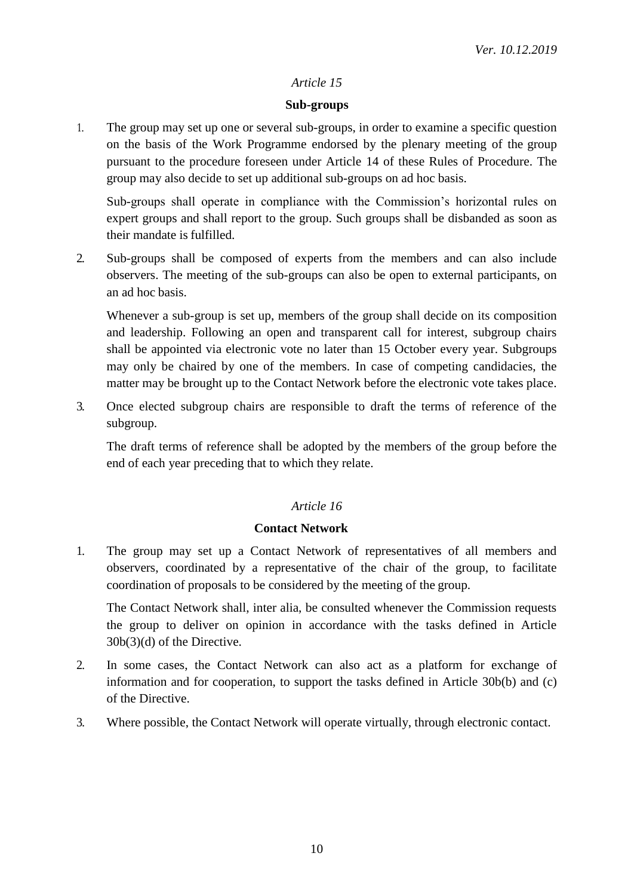*Article 15*

**Sub-groups**

1. The group may set up one or several sub-groups, in order to examine a specific question on the basis of the Work Programme endorsed by the plenary meeting of the group pursuant to the procedure foreseen under Article 14 of these Rules of Procedure. The group may also decide to set up additional sub-groups on ad hoc basis.

   Sub-groups shall operate in compliance with the Commission's horizontal rules on expert groups and shall report to the group. Such groups shall be disbanded as soon as their mandate is fulfilled.

2. Sub-groups shall be composed of experts from the members and can also include observers. The meeting of the sub-groups can also be open to external participants, on an ad hoc basis.

   Whenever a sub-group is set up, members of the group shall decide on its composition and leadership. Following an open and transparent call for interest, subgroup chairs shall be appointed via electronic vote no later than 15 October every year. Subgroups may only be chaired by one of the members. In case of competing candidacies, the matter may be brought up to the Contact Network before the electronic vote takes place.

3. Once elected subgroup chairs are responsible to draft the terms of reference of the subgroup.

   The draft terms of reference shall be adopted by the members of the group before the end of each year preceding that to which they relate.

*Article 16*

**Contact Network**

1. The group may set up a Contact Network of representatives of all members and observers, coordinated by a representative of the chair of the group, to facilitate coordination of proposals to be considered by the meeting of the group.

   The Contact Network shall, inter alia, be consulted whenever the Commission requests the group to deliver on opinion in accordance with the tasks defined in Article 30b(3)(d) of the Directive.

2. In some cases, the Contact Network can also act as a platform for exchange of information and for cooperation, to support the tasks defined in Article 30b(b) and (c) of the Directive.

3. Where possible, the Contact Network will operate virtually, through electronic contact.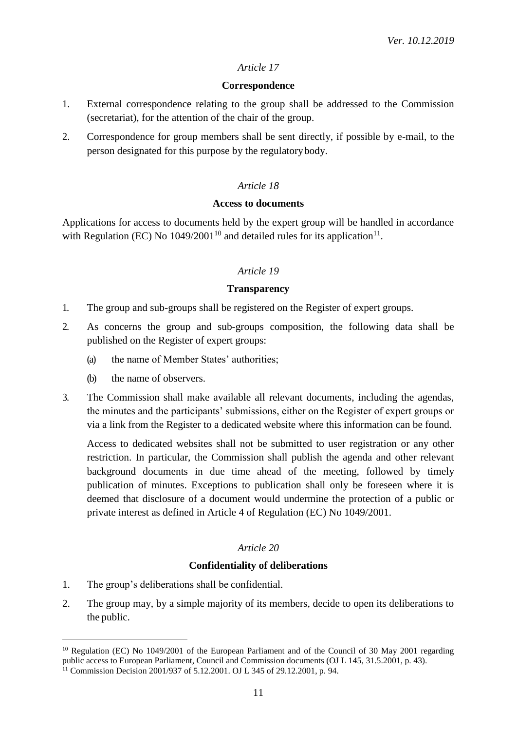*Article 17*

**Correspondence**

1. External correspondence relating to the group shall be addressed to the Commission (secretariat), for the attention of the chair of the group.
2. Correspondence for group members shall be sent directly, if possible by e-mail, to the person designated for this purpose by the regulatory body.

*Article 18*

**Access to documents**

Applications for access to documents held by the expert group will be handled in accordance with Regulation (EC) No 1049/2001[10] and detailed rules for its application[11].

*Article 19*

**Transparency**

1. The group and sub-groups shall be registered on the Register of expert groups.
2. As concerns the group and sub-groups composition, the following data shall be published on the Register of expert groups:
   (a) the name of Member States' authorities;
   (b) the name of observers.
3. The Commission shall make available all relevant documents, including the agendas, the minutes and the participants' submissions, either on the Register of expert groups or via a link from the Register to a dedicated website where this information can be found.

   Access to dedicated websites shall not be submitted to user registration or any other restriction. In particular, the Commission shall publish the agenda and other relevant background documents in due time ahead of the meeting, followed by timely publication of minutes. Exceptions to publication shall only be foreseen where it is deemed that disclosure of a document would undermine the protection of a public or private interest as defined in Article 4 of Regulation (EC) No 1049/2001.

*Article 20*

**Confidentiality of deliberations**

1. The group's deliberations shall be confidential.
2. The group may, by a simple majority of its members, decide to open its deliberations to the public.

---

[10] Regulation (EC) No 1049/2001 of the European Parliament and of the Council of 30 May 2001 regarding public access to European Parliament, Council and Commission documents (OJ L 145, 31.5.2001, p. 43).

[11] Commission Decision 2001/937 of 5.12.2001. OJ L 345 of 29.12.2001, p. 94.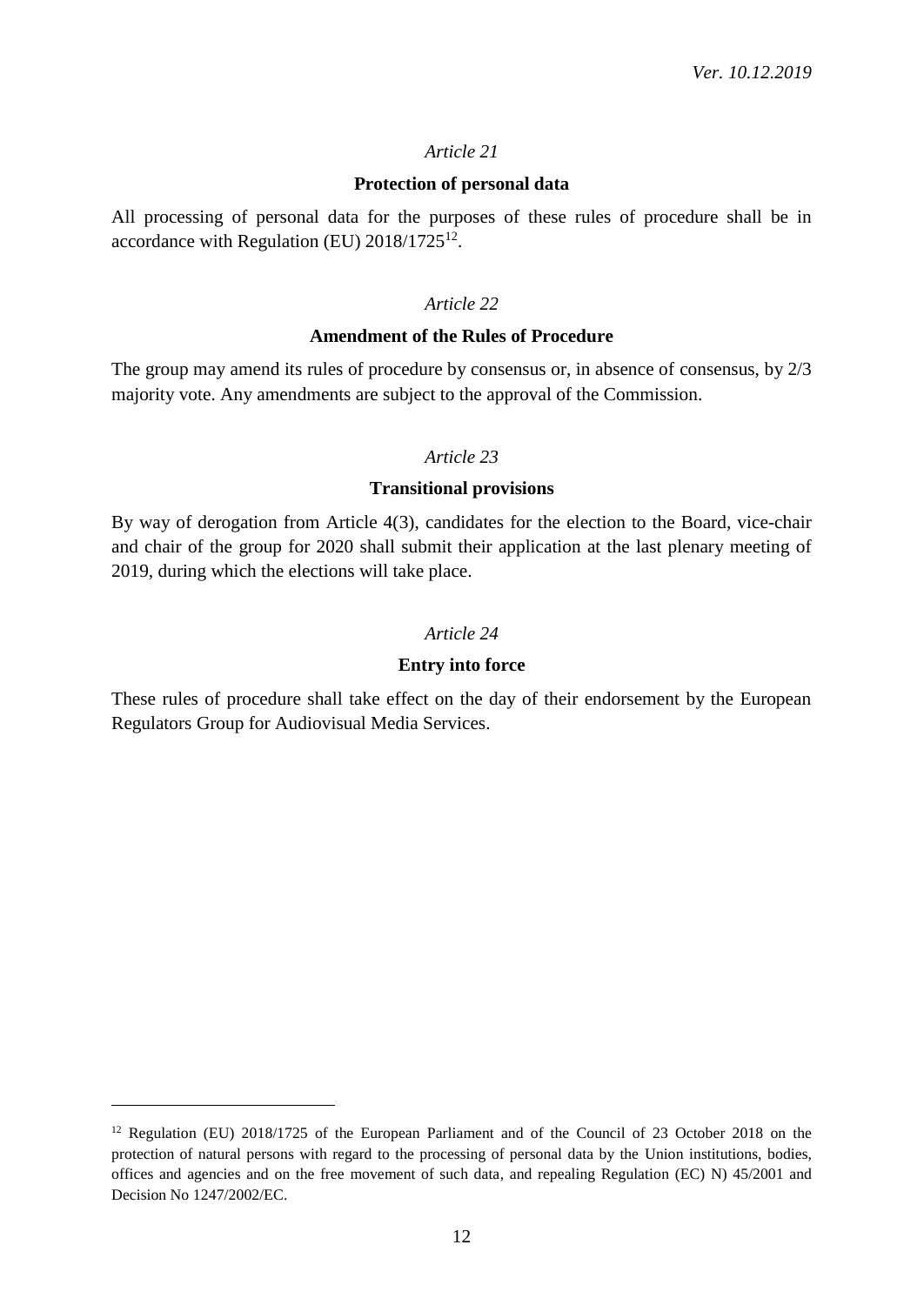*Article 21*

**Protection of personal data**

All processing of personal data for the purposes of these rules of procedure shall be in accordance with Regulation (EU) 2018/1725[12].

*Article 22*

**Amendment of the Rules of Procedure**

The group may amend its rules of procedure by consensus or, in absence of consensus, by 2/3 majority vote. Any amendments are subject to the approval of the Commission.

*Article 23*

**Transitional provisions**

By way of derogation from Article 4(3), candidates for the election to the Board, vice-chair and chair of the group for 2020 shall submit their application at the last plenary meeting of 2019, during which the elections will take place.

*Article 24*

**Entry into force**

These rules of procedure shall take effect on the day of their endorsement by the European Regulators Group for Audiovisual Media Services.

---

[12] Regulation (EU) 2018/1725 of the European Parliament and of the Council of 23 October 2018 on the protection of natural persons with regard to the processing of personal data by the Union institutions, bodies, offices and agencies and on the free movement of such data, and repealing Regulation (EC) N) 45/2001 and Decision No 1247/2002/EC.